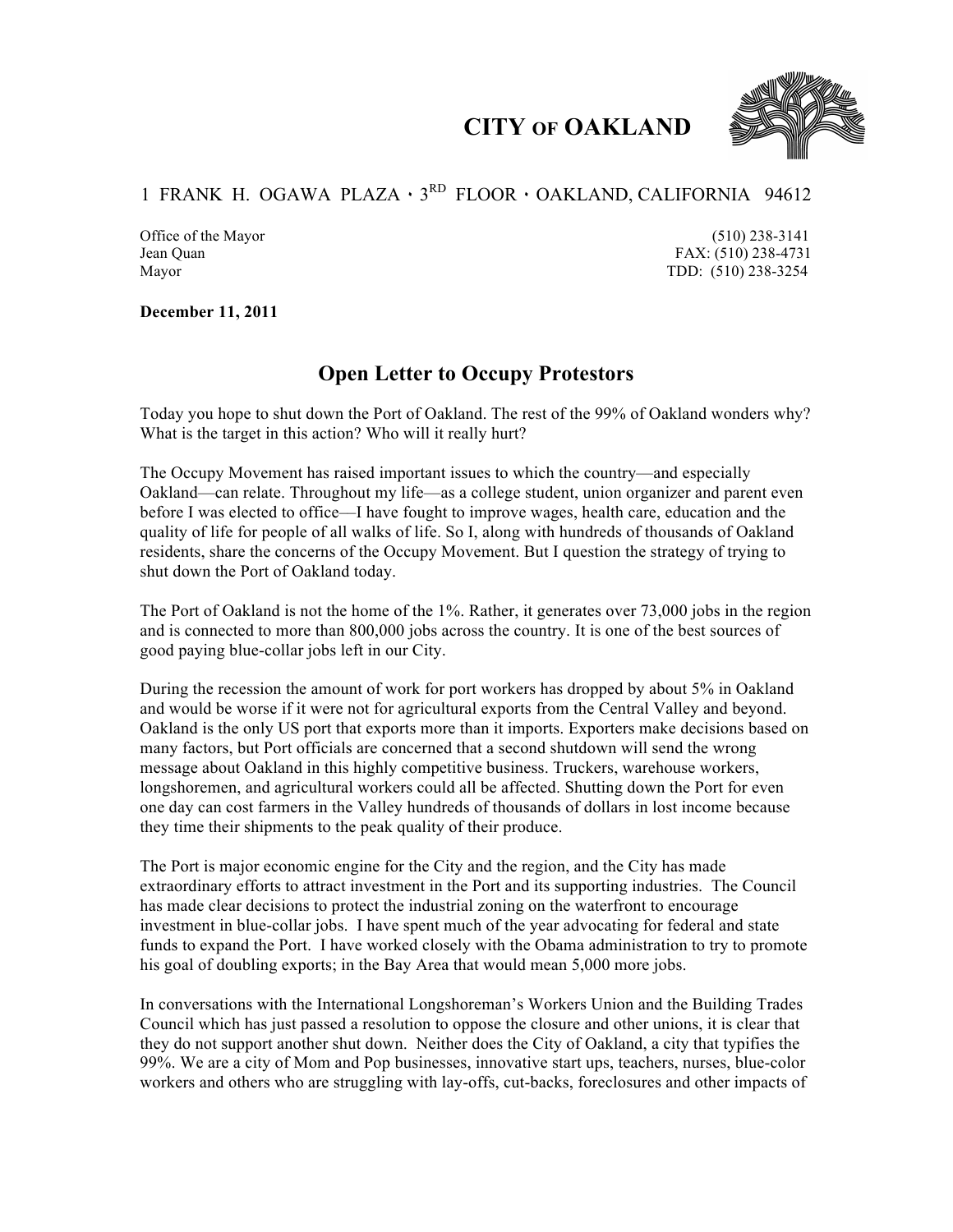# CITY OF OAKLAND

1 FRANK H. OGAWA PLAZA · 3RD FLOOR · OAKLAND, CALIFORNIA 94612

Office of the Mayor
Jean Quan
Mayor

(510) 238-3141
FAX: (510) 238-4731
TDD: (510) 238-3254

**December 11, 2011**

## Open Letter to Occupy Protestors

Today you hope to shut down the Port of Oakland. The rest of the 99% of Oakland wonders why? What is the target in this action? Who will it really hurt?

The Occupy Movement has raised important issues to which the country—and especially Oakland—can relate. Throughout my life—as a college student, union organizer and parent even before I was elected to office—I have fought to improve wages, health care, education and the quality of life for people of all walks of life. So I, along with hundreds of thousands of Oakland residents, share the concerns of the Occupy Movement. But I question the strategy of trying to shut down the Port of Oakland today.

The Port of Oakland is not the home of the 1%. Rather, it generates over 73,000 jobs in the region and is connected to more than 800,000 jobs across the country. It is one of the best sources of good paying blue-collar jobs left in our City.

During the recession the amount of work for port workers has dropped by about 5% in Oakland and would be worse if it were not for agricultural exports from the Central Valley and beyond. Oakland is the only US port that exports more than it imports. Exporters make decisions based on many factors, but Port officials are concerned that a second shutdown will send the wrong message about Oakland in this highly competitive business. Truckers, warehouse workers, longshoremen, and agricultural workers could all be affected. Shutting down the Port for even one day can cost farmers in the Valley hundreds of thousands of dollars in lost income because they time their shipments to the peak quality of their produce.

The Port is major economic engine for the City and the region, and the City has made extraordinary efforts to attract investment in the Port and its supporting industries. The Council has made clear decisions to protect the industrial zoning on the waterfront to encourage investment in blue-collar jobs. I have spent much of the year advocating for federal and state funds to expand the Port. I have worked closely with the Obama administration to try to promote his goal of doubling exports; in the Bay Area that would mean 5,000 more jobs.

In conversations with the International Longshoreman's Workers Union and the Building Trades Council which has just passed a resolution to oppose the closure and other unions, it is clear that they do not support another shut down. Neither does the City of Oakland, a city that typifies the 99%. We are a city of Mom and Pop businesses, innovative start ups, teachers, nurses, blue-color workers and others who are struggling with lay-offs, cut-backs, foreclosures and other impacts of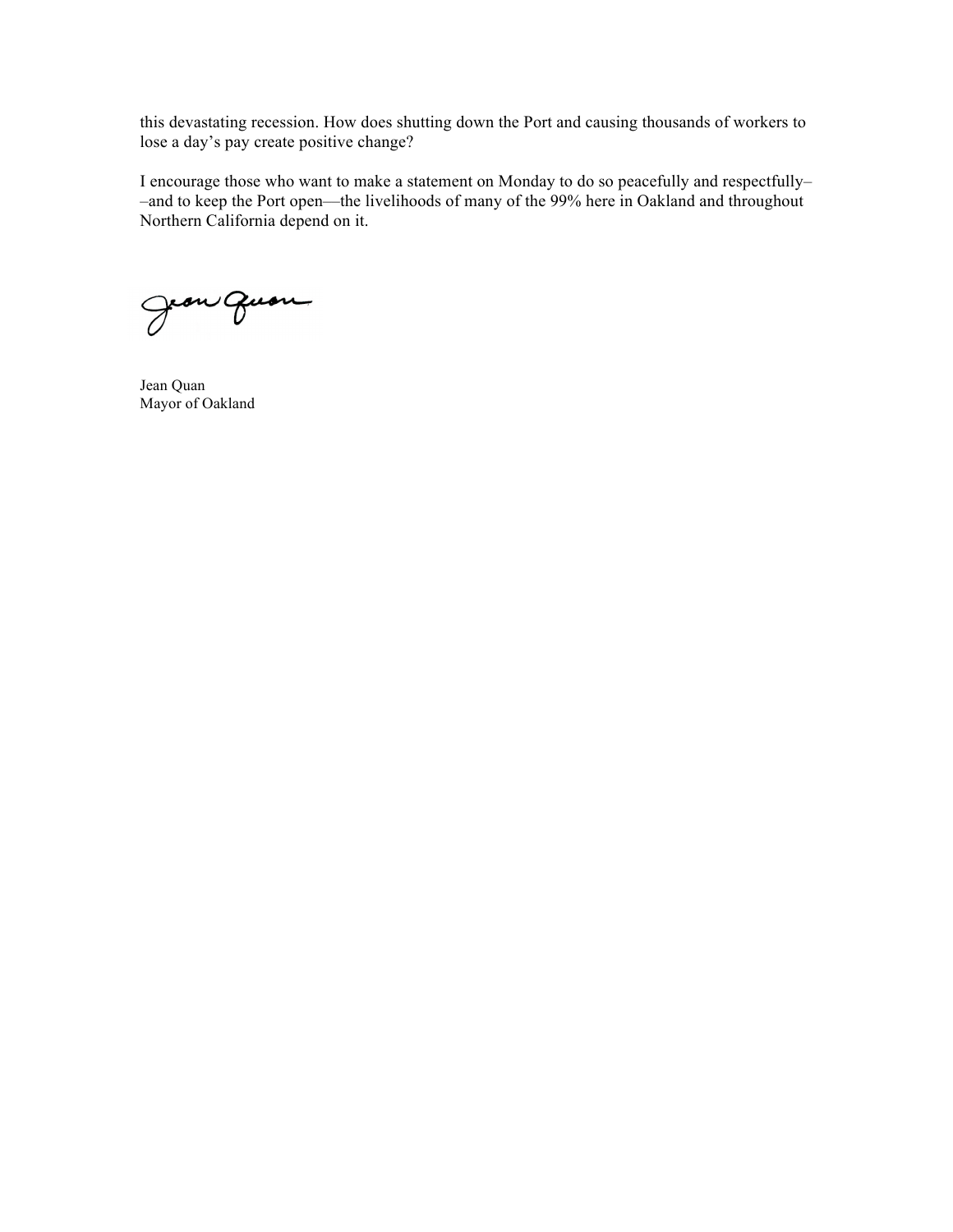this devastating recession. How does shutting down the Port and causing thousands of workers to lose a day's pay create positive change?

I encourage those who want to make a statement on Monday to do so peacefully and respectfully––and to keep the Port open––the livelihoods of many of the 99% here in Oakland and throughout Northern California depend on it.

Jean Quan

Jean Quan
Mayor of Oakland